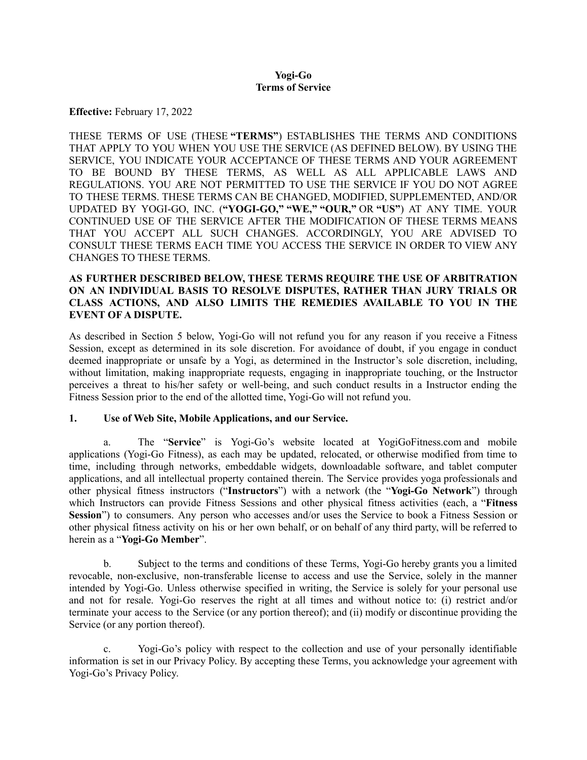# Yogi-Go
# Terms of Service

**Effective:** February 17, 2022

THESE TERMS OF USE (THESE **"TERMS"**) ESTABLISHES THE TERMS AND CONDITIONS THAT APPLY TO YOU WHEN YOU USE THE SERVICE (AS DEFINED BELOW). BY USING THE SERVICE, YOU INDICATE YOUR ACCEPTANCE OF THESE TERMS AND YOUR AGREEMENT TO BE BOUND BY THESE TERMS, AS WELL AS ALL APPLICABLE LAWS AND REGULATIONS. YOU ARE NOT PERMITTED TO USE THE SERVICE IF YOU DO NOT AGREE TO THESE TERMS. THESE TERMS CAN BE CHANGED, MODIFIED, SUPPLEMENTED, AND/OR UPDATED BY YOGI-GO, INC. (**"YOGI-GO," "WE," "OUR,"** OR **"US"**) AT ANY TIME. YOUR CONTINUED USE OF THE SERVICE AFTER THE MODIFICATION OF THESE TERMS MEANS THAT YOU ACCEPT ALL SUCH CHANGES. ACCORDINGLY, YOU ARE ADVISED TO CONSULT THESE TERMS EACH TIME YOU ACCESS THE SERVICE IN ORDER TO VIEW ANY CHANGES TO THESE TERMS.

**AS FURTHER DESCRIBED BELOW, THESE TERMS REQUIRE THE USE OF ARBITRATION ON AN INDIVIDUAL BASIS TO RESOLVE DISPUTES, RATHER THAN JURY TRIALS OR CLASS ACTIONS, AND ALSO LIMITS THE REMEDIES AVAILABLE TO YOU IN THE EVENT OF A DISPUTE.**

As described in Section 5 below, Yogi-Go will not refund you for any reason if you receive a Fitness Session, except as determined in its sole discretion. For avoidance of doubt, if you engage in conduct deemed inappropriate or unsafe by a Yogi, as determined in the Instructor's sole discretion, including, without limitation, making inappropriate requests, engaging in inappropriate touching, or the Instructor perceives a threat to his/her safety or well-being, and such conduct results in a Instructor ending the Fitness Session prior to the end of the allotted time, Yogi-Go will not refund you.

## 1. Use of Web Site, Mobile Applications, and our Service.

a. The "**Service**" is Yogi-Go's website located at YogiGoFitness.com and mobile applications (Yogi-Go Fitness), as each may be updated, relocated, or otherwise modified from time to time, including through networks, embeddable widgets, downloadable software, and tablet computer applications, and all intellectual property contained therein. The Service provides yoga professionals and other physical fitness instructors ("**Instructors**") with a network (the "**Yogi-Go Network**") through which Instructors can provide Fitness Sessions and other physical fitness activities (each, a "**Fitness Session**") to consumers. Any person who accesses and/or uses the Service to book a Fitness Session or other physical fitness activity on his or her own behalf, or on behalf of any third party, will be referred to herein as a "**Yogi-Go Member**".

b. Subject to the terms and conditions of these Terms, Yogi-Go hereby grants you a limited revocable, non-exclusive, non-transferable license to access and use the Service, solely in the manner intended by Yogi-Go. Unless otherwise specified in writing, the Service is solely for your personal use and not for resale. Yogi-Go reserves the right at all times and without notice to: (i) restrict and/or terminate your access to the Service (or any portion thereof); and (ii) modify or discontinue providing the Service (or any portion thereof).

c. Yogi-Go's policy with respect to the collection and use of your personally identifiable information is set in our Privacy Policy. By accepting these Terms, you acknowledge your agreement with Yogi-Go's Privacy Policy.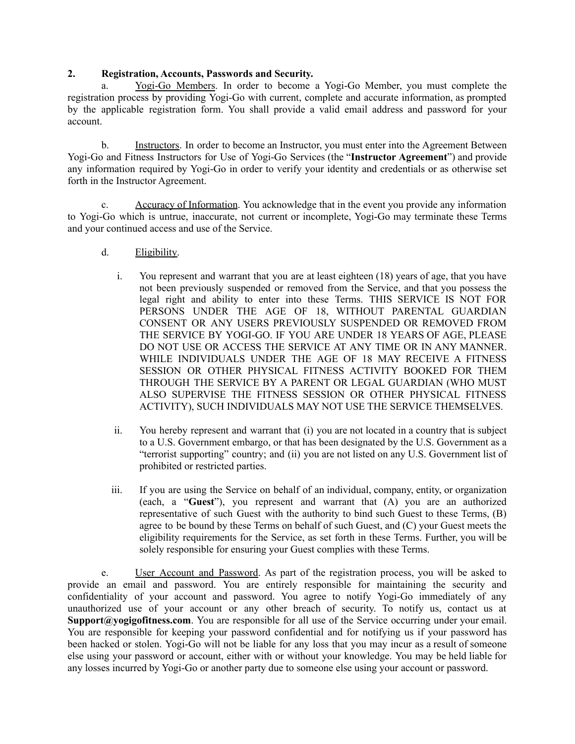**2. Registration, Accounts, Passwords and Security.**

a. Yogi-Go Members. In order to become a Yogi-Go Member, you must complete the registration process by providing Yogi-Go with current, complete and accurate information, as prompted by the applicable registration form. You shall provide a valid email address and password for your account.

b. Instructors. In order to become an Instructor, you must enter into the Agreement Between Yogi-Go and Fitness Instructors for Use of Yogi-Go Services (the "**Instructor Agreement**") and provide any information required by Yogi-Go in order to verify your identity and credentials or as otherwise set forth in the Instructor Agreement.

c. Accuracy of Information. You acknowledge that in the event you provide any information to Yogi-Go which is untrue, inaccurate, not current or incomplete, Yogi-Go may terminate these Terms and your continued access and use of the Service.

d. Eligibility.

i. You represent and warrant that you are at least eighteen (18) years of age, that you have not been previously suspended or removed from the Service, and that you possess the legal right and ability to enter into these Terms. THIS SERVICE IS NOT FOR PERSONS UNDER THE AGE OF 18, WITHOUT PARENTAL GUARDIAN CONSENT OR ANY USERS PREVIOUSLY SUSPENDED OR REMOVED FROM THE SERVICE BY YOGI-GO. IF YOU ARE UNDER 18 YEARS OF AGE, PLEASE DO NOT USE OR ACCESS THE SERVICE AT ANY TIME OR IN ANY MANNER. WHILE INDIVIDUALS UNDER THE AGE OF 18 MAY RECEIVE A FITNESS SESSION OR OTHER PHYSICAL FITNESS ACTIVITY BOOKED FOR THEM THROUGH THE SERVICE BY A PARENT OR LEGAL GUARDIAN (WHO MUST ALSO SUPERVISE THE FITNESS SESSION OR OTHER PHYSICAL FITNESS ACTIVITY), SUCH INDIVIDUALS MAY NOT USE THE SERVICE THEMSELVES.

ii. You hereby represent and warrant that (i) you are not located in a country that is subject to a U.S. Government embargo, or that has been designated by the U.S. Government as a "terrorist supporting" country; and (ii) you are not listed on any U.S. Government list of prohibited or restricted parties.

iii. If you are using the Service on behalf of an individual, company, entity, or organization (each, a "**Guest**"), you represent and warrant that (A) you are an authorized representative of such Guest with the authority to bind such Guest to these Terms, (B) agree to be bound by these Terms on behalf of such Guest, and (C) your Guest meets the eligibility requirements for the Service, as set forth in these Terms. Further, you will be solely responsible for ensuring your Guest complies with these Terms.

e. User Account and Password. As part of the registration process, you will be asked to provide an email and password. You are entirely responsible for maintaining the security and confidentiality of your account and password. You agree to notify Yogi-Go immediately of any unauthorized use of your account or any other breach of security. To notify us, contact us at **Support@yogigofitness.com**. You are responsible for all use of the Service occurring under your email. You are responsible for keeping your password confidential and for notifying us if your password has been hacked or stolen. Yogi-Go will not be liable for any loss that you may incur as a result of someone else using your password or account, either with or without your knowledge. You may be held liable for any losses incurred by Yogi-Go or another party due to someone else using your account or password.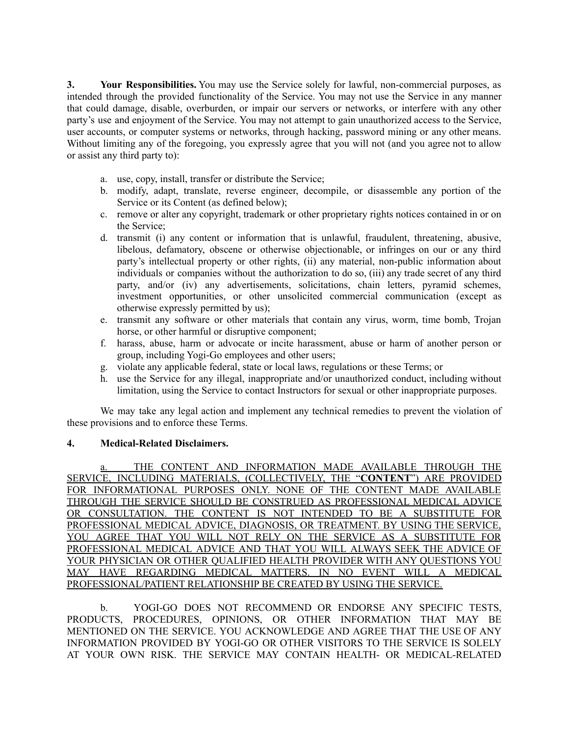**3. Your Responsibilities.** You may use the Service solely for lawful, non-commercial purposes, as intended through the provided functionality of the Service. You may not use the Service in any manner that could damage, disable, overburden, or impair our servers or networks, or interfere with any other party's use and enjoyment of the Service. You may not attempt to gain unauthorized access to the Service, user accounts, or computer systems or networks, through hacking, password mining or any other means. Without limiting any of the foregoing, you expressly agree that you will not (and you agree not to allow or assist any third party to):

a. use, copy, install, transfer or distribute the Service;
b. modify, adapt, translate, reverse engineer, decompile, or disassemble any portion of the Service or its Content (as defined below);
c. remove or alter any copyright, trademark or other proprietary rights notices contained in or on the Service;
d. transmit (i) any content or information that is unlawful, fraudulent, threatening, abusive, libelous, defamatory, obscene or otherwise objectionable, or infringes on our or any third party's intellectual property or other rights, (ii) any material, non-public information about individuals or companies without the authorization to do so, (iii) any trade secret of any third party, and/or (iv) any advertisements, solicitations, chain letters, pyramid schemes, investment opportunities, or other unsolicited commercial communication (except as otherwise expressly permitted by us);
e. transmit any software or other materials that contain any virus, worm, time bomb, Trojan horse, or other harmful or disruptive component;
f. harass, abuse, harm or advocate or incite harassment, abuse or harm of another person or group, including Yogi-Go employees and other users;
g. violate any applicable federal, state or local laws, regulations or these Terms; or
h. use the Service for any illegal, inappropriate and/or unauthorized conduct, including without limitation, using the Service to contact Instructors for sexual or other inappropriate purposes.

We may take any legal action and implement any technical remedies to prevent the violation of these provisions and to enforce these Terms.

**4. Medical-Related Disclaimers.**

a. THE CONTENT AND INFORMATION MADE AVAILABLE THROUGH THE SERVICE, INCLUDING MATERIALS, (COLLECTIVELY, THE "**CONTENT**") ARE PROVIDED FOR INFORMATIONAL PURPOSES ONLY. NONE OF THE CONTENT MADE AVAILABLE THROUGH THE SERVICE SHOULD BE CONSTRUED AS PROFESSIONAL MEDICAL ADVICE OR CONSULTATION. THE CONTENT IS NOT INTENDED TO BE A SUBSTITUTE FOR PROFESSIONAL MEDICAL ADVICE, DIAGNOSIS, OR TREATMENT. BY USING THE SERVICE, YOU AGREE THAT YOU WILL NOT RELY ON THE SERVICE AS A SUBSTITUTE FOR PROFESSIONAL MEDICAL ADVICE AND THAT YOU WILL ALWAYS SEEK THE ADVICE OF YOUR PHYSICIAN OR OTHER QUALIFIED HEALTH PROVIDER WITH ANY QUESTIONS YOU MAY HAVE REGARDING MEDICAL MATTERS. IN NO EVENT WILL A MEDICAL PROFESSIONAL/PATIENT RELATIONSHIP BE CREATED BY USING THE SERVICE.

b. YOGI-GO DOES NOT RECOMMEND OR ENDORSE ANY SPECIFIC TESTS, PRODUCTS, PROCEDURES, OPINIONS, OR OTHER INFORMATION THAT MAY BE MENTIONED ON THE SERVICE. YOU ACKNOWLEDGE AND AGREE THAT THE USE OF ANY INFORMATION PROVIDED BY YOGI-GO OR OTHER VISITORS TO THE SERVICE IS SOLELY AT YOUR OWN RISK. THE SERVICE MAY CONTAIN HEALTH- OR MEDICAL-RELATED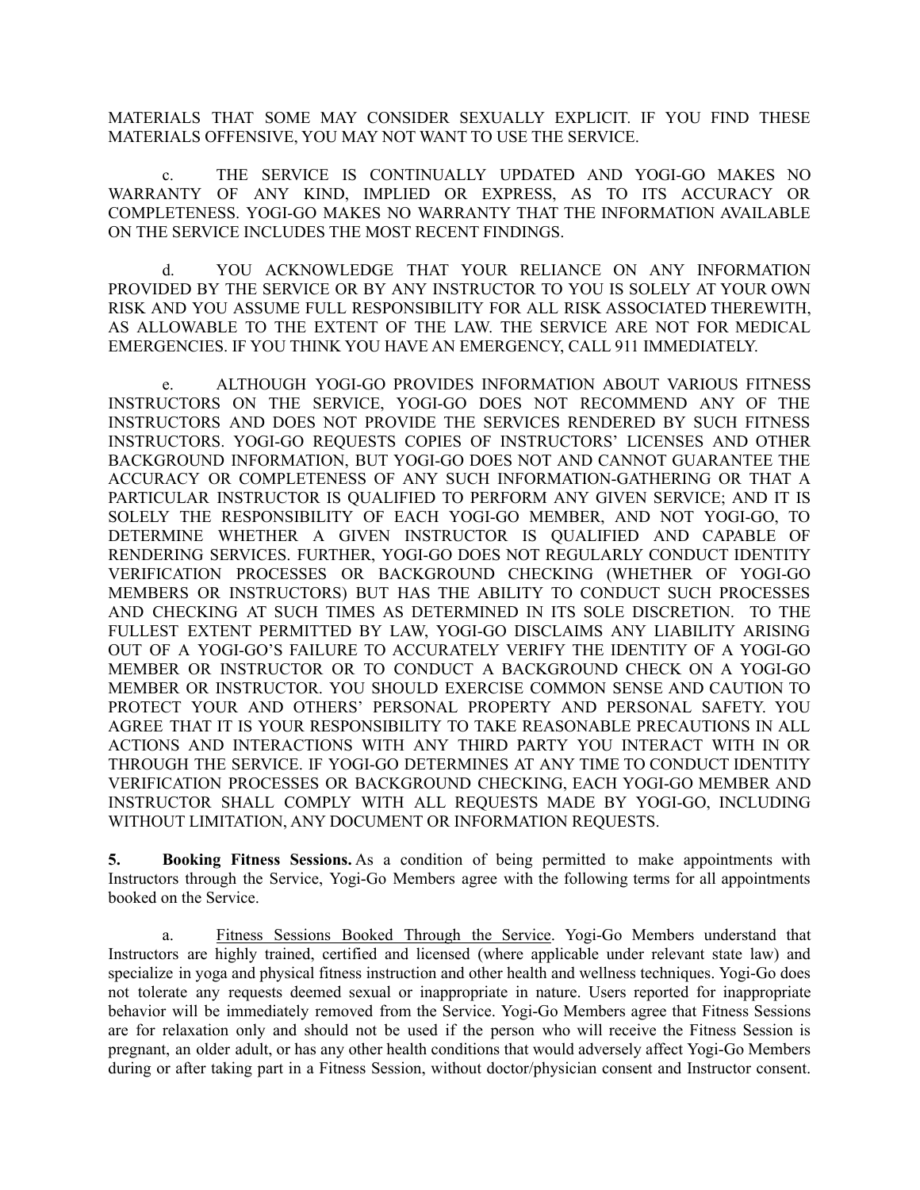MATERIALS THAT SOME MAY CONSIDER SEXUALLY EXPLICIT. IF YOU FIND THESE MATERIALS OFFENSIVE, YOU MAY NOT WANT TO USE THE SERVICE.

c. THE SERVICE IS CONTINUALLY UPDATED AND YOGI-GO MAKES NO WARRANTY OF ANY KIND, IMPLIED OR EXPRESS, AS TO ITS ACCURACY OR COMPLETENESS. YOGI-GO MAKES NO WARRANTY THAT THE INFORMATION AVAILABLE ON THE SERVICE INCLUDES THE MOST RECENT FINDINGS.

d. YOU ACKNOWLEDGE THAT YOUR RELIANCE ON ANY INFORMATION PROVIDED BY THE SERVICE OR BY ANY INSTRUCTOR TO YOU IS SOLELY AT YOUR OWN RISK AND YOU ASSUME FULL RESPONSIBILITY FOR ALL RISK ASSOCIATED THEREWITH, AS ALLOWABLE TO THE EXTENT OF THE LAW. THE SERVICE ARE NOT FOR MEDICAL EMERGENCIES. IF YOU THINK YOU HAVE AN EMERGENCY, CALL 911 IMMEDIATELY.

e. ALTHOUGH YOGI-GO PROVIDES INFORMATION ABOUT VARIOUS FITNESS INSTRUCTORS ON THE SERVICE, YOGI-GO DOES NOT RECOMMEND ANY OF THE INSTRUCTORS AND DOES NOT PROVIDE THE SERVICES RENDERED BY SUCH FITNESS INSTRUCTORS. YOGI-GO REQUESTS COPIES OF INSTRUCTORS' LICENSES AND OTHER BACKGROUND INFORMATION, BUT YOGI-GO DOES NOT AND CANNOT GUARANTEE THE ACCURACY OR COMPLETENESS OF ANY SUCH INFORMATION-GATHERING OR THAT A PARTICULAR INSTRUCTOR IS QUALIFIED TO PERFORM ANY GIVEN SERVICE; AND IT IS SOLELY THE RESPONSIBILITY OF EACH YOGI-GO MEMBER, AND NOT YOGI-GO, TO DETERMINE WHETHER A GIVEN INSTRUCTOR IS QUALIFIED AND CAPABLE OF RENDERING SERVICES. FURTHER, YOGI-GO DOES NOT REGULARLY CONDUCT IDENTITY VERIFICATION PROCESSES OR BACKGROUND CHECKING (WHETHER OF YOGI-GO MEMBERS OR INSTRUCTORS) BUT HAS THE ABILITY TO CONDUCT SUCH PROCESSES AND CHECKING AT SUCH TIMES AS DETERMINED IN ITS SOLE DISCRETION. TO THE FULLEST EXTENT PERMITTED BY LAW, YOGI-GO DISCLAIMS ANY LIABILITY ARISING OUT OF A YOGI-GO'S FAILURE TO ACCURATELY VERIFY THE IDENTITY OF A YOGI-GO MEMBER OR INSTRUCTOR OR TO CONDUCT A BACKGROUND CHECK ON A YOGI-GO MEMBER OR INSTRUCTOR. YOU SHOULD EXERCISE COMMON SENSE AND CAUTION TO PROTECT YOUR AND OTHERS' PERSONAL PROPERTY AND PERSONAL SAFETY. YOU AGREE THAT IT IS YOUR RESPONSIBILITY TO TAKE REASONABLE PRECAUTIONS IN ALL ACTIONS AND INTERACTIONS WITH ANY THIRD PARTY YOU INTERACT WITH IN OR THROUGH THE SERVICE. IF YOGI-GO DETERMINES AT ANY TIME TO CONDUCT IDENTITY VERIFICATION PROCESSES OR BACKGROUND CHECKING, EACH YOGI-GO MEMBER AND INSTRUCTOR SHALL COMPLY WITH ALL REQUESTS MADE BY YOGI-GO, INCLUDING WITHOUT LIMITATION, ANY DOCUMENT OR INFORMATION REQUESTS.

**5. Booking Fitness Sessions.** As a condition of being permitted to make appointments with Instructors through the Service, Yogi-Go Members agree with the following terms for all appointments booked on the Service.

a. Fitness Sessions Booked Through the Service. Yogi-Go Members understand that Instructors are highly trained, certified and licensed (where applicable under relevant state law) and specialize in yoga and physical fitness instruction and other health and wellness techniques. Yogi-Go does not tolerate any requests deemed sexual or inappropriate in nature. Users reported for inappropriate behavior will be immediately removed from the Service. Yogi-Go Members agree that Fitness Sessions are for relaxation only and should not be used if the person who will receive the Fitness Session is pregnant, an older adult, or has any other health conditions that would adversely affect Yogi-Go Members during or after taking part in a Fitness Session, without doctor/physician consent and Instructor consent.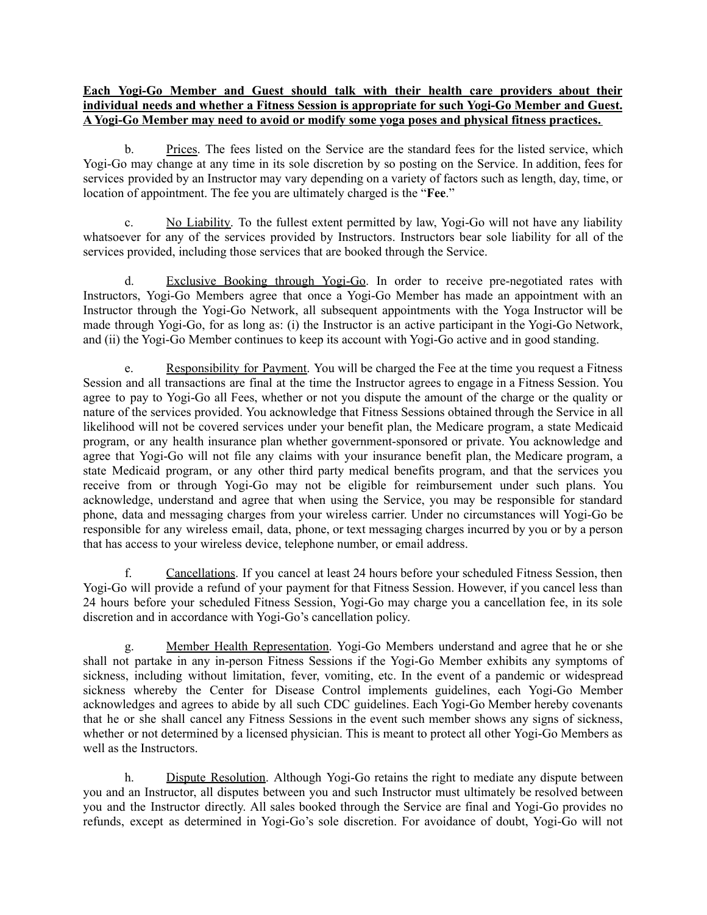**<u>Each Yogi-Go Member and Guest should talk with their health care providers about their individual needs and whether a Fitness Session is appropriate for such Yogi-Go Member and Guest. A Yogi-Go Member may need to avoid or modify some yoga poses and physical fitness practices.</u>**

b. <u>Prices</u>. The fees listed on the Service are the standard fees for the listed service, which Yogi-Go may change at any time in its sole discretion by so posting on the Service. In addition, fees for services provided by an Instructor may vary depending on a variety of factors such as length, day, time, or location of appointment. The fee you are ultimately charged is the "**Fee**."

c. <u>No Liability</u>. To the fullest extent permitted by law, Yogi-Go will not have any liability whatsoever for any of the services provided by Instructors. Instructors bear sole liability for all of the services provided, including those services that are booked through the Service.

d. <u>Exclusive Booking through Yogi-Go</u>. In order to receive pre-negotiated rates with Instructors, Yogi-Go Members agree that once a Yogi-Go Member has made an appointment with an Instructor through the Yogi-Go Network, all subsequent appointments with the Yoga Instructor will be made through Yogi-Go, for as long as: (i) the Instructor is an active participant in the Yogi-Go Network, and (ii) the Yogi-Go Member continues to keep its account with Yogi-Go active and in good standing.

e. <u>Responsibility for Payment</u>. You will be charged the Fee at the time you request a Fitness Session and all transactions are final at the time the Instructor agrees to engage in a Fitness Session. You agree to pay to Yogi-Go all Fees, whether or not you dispute the amount of the charge or the quality or nature of the services provided. You acknowledge that Fitness Sessions obtained through the Service in all likelihood will not be covered services under your benefit plan, the Medicare program, a state Medicaid program, or any health insurance plan whether government-sponsored or private. You acknowledge and agree that Yogi-Go will not file any claims with your insurance benefit plan, the Medicare program, a state Medicaid program, or any other third party medical benefits program, and that the services you receive from or through Yogi-Go may not be eligible for reimbursement under such plans. You acknowledge, understand and agree that when using the Service, you may be responsible for standard phone, data and messaging charges from your wireless carrier. Under no circumstances will Yogi-Go be responsible for any wireless email, data, phone, or text messaging charges incurred by you or by a person that has access to your wireless device, telephone number, or email address.

f. <u>Cancellations</u>. If you cancel at least 24 hours before your scheduled Fitness Session, then Yogi-Go will provide a refund of your payment for that Fitness Session. However, if you cancel less than 24 hours before your scheduled Fitness Session, Yogi-Go may charge you a cancellation fee, in its sole discretion and in accordance with Yogi-Go's cancellation policy.

g. <u>Member Health Representation</u>. Yogi-Go Members understand and agree that he or she shall not partake in any in-person Fitness Sessions if the Yogi-Go Member exhibits any symptoms of sickness, including without limitation, fever, vomiting, etc. In the event of a pandemic or widespread sickness whereby the Center for Disease Control implements guidelines, each Yogi-Go Member acknowledges and agrees to abide by all such CDC guidelines. Each Yogi-Go Member hereby covenants that he or she shall cancel any Fitness Sessions in the event such member shows any signs of sickness, whether or not determined by a licensed physician. This is meant to protect all other Yogi-Go Members as well as the Instructors.

h. <u>Dispute Resolution</u>. Although Yogi-Go retains the right to mediate any dispute between you and an Instructor, all disputes between you and such Instructor must ultimately be resolved between you and the Instructor directly. All sales booked through the Service are final and Yogi-Go provides no refunds, except as determined in Yogi-Go's sole discretion. For avoidance of doubt, Yogi-Go will not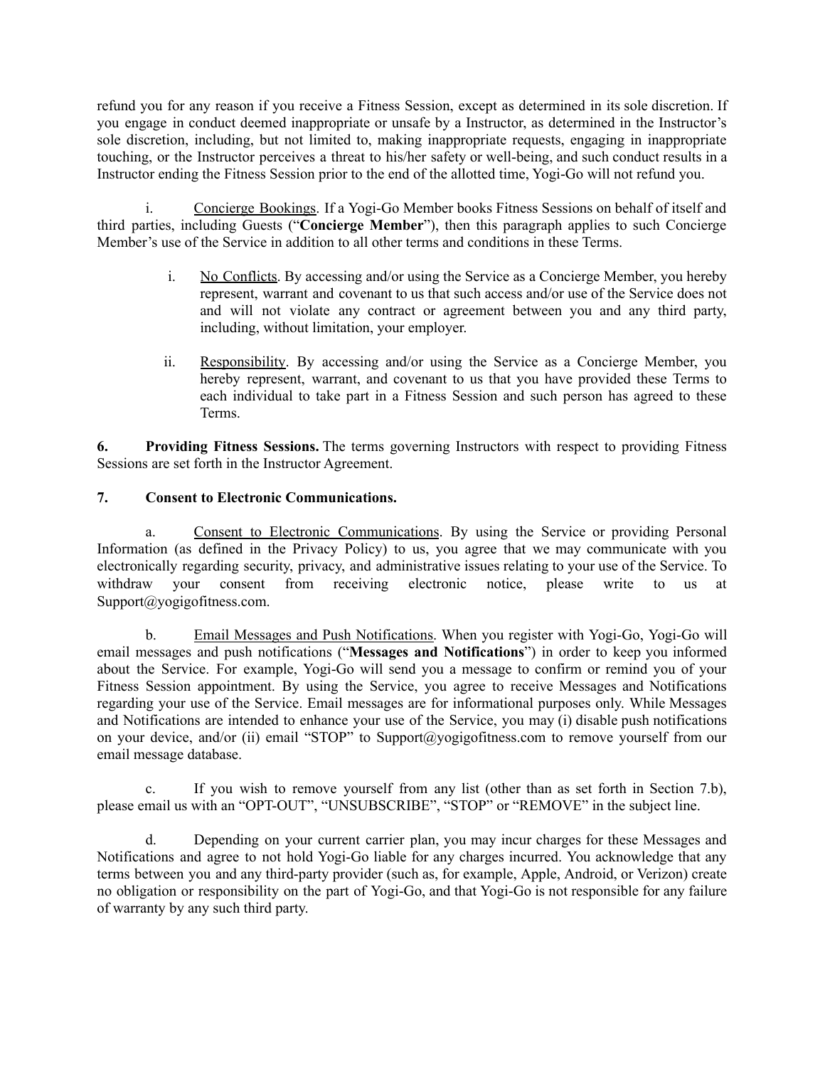refund you for any reason if you receive a Fitness Session, except as determined in its sole discretion. If you engage in conduct deemed inappropriate or unsafe by a Instructor, as determined in the Instructor's sole discretion, including, but not limited to, making inappropriate requests, engaging in inappropriate touching, or the Instructor perceives a threat to his/her safety or well-being, and such conduct results in a Instructor ending the Fitness Session prior to the end of the allotted time, Yogi-Go will not refund you.

i. Concierge Bookings. If a Yogi-Go Member books Fitness Sessions on behalf of itself and third parties, including Guests ("**Concierge Member**"), then this paragraph applies to such Concierge Member's use of the Service in addition to all other terms and conditions in these Terms.

i. No Conflicts. By accessing and/or using the Service as a Concierge Member, you hereby represent, warrant and covenant to us that such access and/or use of the Service does not and will not violate any contract or agreement between you and any third party, including, without limitation, your employer.

ii. Responsibility. By accessing and/or using the Service as a Concierge Member, you hereby represent, warrant, and covenant to us that you have provided these Terms to each individual to take part in a Fitness Session and such person has agreed to these Terms.

**6. Providing Fitness Sessions.** The terms governing Instructors with respect to providing Fitness Sessions are set forth in the Instructor Agreement.

**7. Consent to Electronic Communications.**

a. Consent to Electronic Communications. By using the Service or providing Personal Information (as defined in the Privacy Policy) to us, you agree that we may communicate with you electronically regarding security, privacy, and administrative issues relating to your use of the Service. To withdraw your consent from receiving electronic notice, please write to us at Support@yogigofitness.com.

b. Email Messages and Push Notifications. When you register with Yogi-Go, Yogi-Go will email messages and push notifications ("**Messages and Notifications**") in order to keep you informed about the Service. For example, Yogi-Go will send you a message to confirm or remind you of your Fitness Session appointment. By using the Service, you agree to receive Messages and Notifications regarding your use of the Service. Email messages are for informational purposes only. While Messages and Notifications are intended to enhance your use of the Service, you may (i) disable push notifications on your device, and/or (ii) email "STOP" to Support@yogigofitness.com to remove yourself from our email message database.

c. If you wish to remove yourself from any list (other than as set forth in Section 7.b), please email us with an "OPT-OUT", "UNSUBSCRIBE", "STOP" or "REMOVE" in the subject line.

d. Depending on your current carrier plan, you may incur charges for these Messages and Notifications and agree to not hold Yogi-Go liable for any charges incurred. You acknowledge that any terms between you and any third-party provider (such as, for example, Apple, Android, or Verizon) create no obligation or responsibility on the part of Yogi-Go, and that Yogi-Go is not responsible for any failure of warranty by any such third party.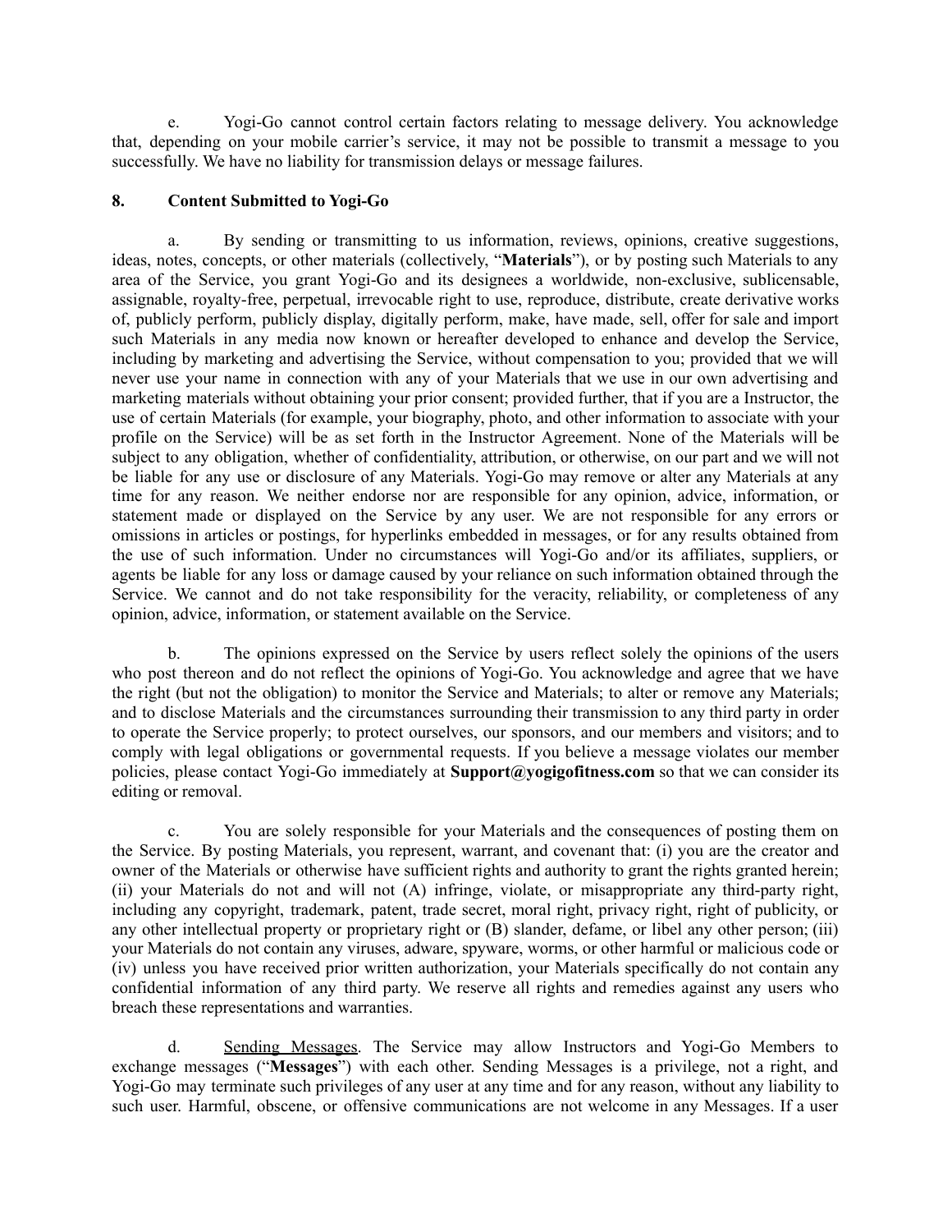e. Yogi-Go cannot control certain factors relating to message delivery. You acknowledge that, depending on your mobile carrier's service, it may not be possible to transmit a message to you successfully. We have no liability for transmission delays or message failures.

## 8. Content Submitted to Yogi-Go

a. By sending or transmitting to us information, reviews, opinions, creative suggestions, ideas, notes, concepts, or other materials (collectively, "**Materials**"), or by posting such Materials to any area of the Service, you grant Yogi-Go and its designees a worldwide, non-exclusive, sublicensable, assignable, royalty-free, perpetual, irrevocable right to use, reproduce, distribute, create derivative works of, publicly perform, publicly display, digitally perform, make, have made, sell, offer for sale and import such Materials in any media now known or hereafter developed to enhance and develop the Service, including by marketing and advertising the Service, without compensation to you; provided that we will never use your name in connection with any of your Materials that we use in our own advertising and marketing materials without obtaining your prior consent; provided further, that if you are a Instructor, the use of certain Materials (for example, your biography, photo, and other information to associate with your profile on the Service) will be as set forth in the Instructor Agreement. None of the Materials will be subject to any obligation, whether of confidentiality, attribution, or otherwise, on our part and we will not be liable for any use or disclosure of any Materials. Yogi-Go may remove or alter any Materials at any time for any reason. We neither endorse nor are responsible for any opinion, advice, information, or statement made or displayed on the Service by any user. We are not responsible for any errors or omissions in articles or postings, for hyperlinks embedded in messages, or for any results obtained from the use of such information. Under no circumstances will Yogi-Go and/or its affiliates, suppliers, or agents be liable for any loss or damage caused by your reliance on such information obtained through the Service. We cannot and do not take responsibility for the veracity, reliability, or completeness of any opinion, advice, information, or statement available on the Service.

b. The opinions expressed on the Service by users reflect solely the opinions of the users who post thereon and do not reflect the opinions of Yogi-Go. You acknowledge and agree that we have the right (but not the obligation) to monitor the Service and Materials; to alter or remove any Materials; and to disclose Materials and the circumstances surrounding their transmission to any third party in order to operate the Service properly; to protect ourselves, our sponsors, and our members and visitors; and to comply with legal obligations or governmental requests. If you believe a message violates our member policies, please contact Yogi-Go immediately at **Support@yogigofitness.com** so that we can consider its editing or removal.

c. You are solely responsible for your Materials and the consequences of posting them on the Service. By posting Materials, you represent, warrant, and covenant that: (i) you are the creator and owner of the Materials or otherwise have sufficient rights and authority to grant the rights granted herein; (ii) your Materials do not and will not (A) infringe, violate, or misappropriate any third-party right, including any copyright, trademark, patent, trade secret, moral right, privacy right, right of publicity, or any other intellectual property or proprietary right or (B) slander, defame, or libel any other person; (iii) your Materials do not contain any viruses, adware, spyware, worms, or other harmful or malicious code or (iv) unless you have received prior written authorization, your Materials specifically do not contain any confidential information of any third party. We reserve all rights and remedies against any users who breach these representations and warranties.

d. Sending Messages. The Service may allow Instructors and Yogi-Go Members to exchange messages ("**Messages**") with each other. Sending Messages is a privilege, not a right, and Yogi-Go may terminate such privileges of any user at any time and for any reason, without any liability to such user. Harmful, obscene, or offensive communications are not welcome in any Messages. If a user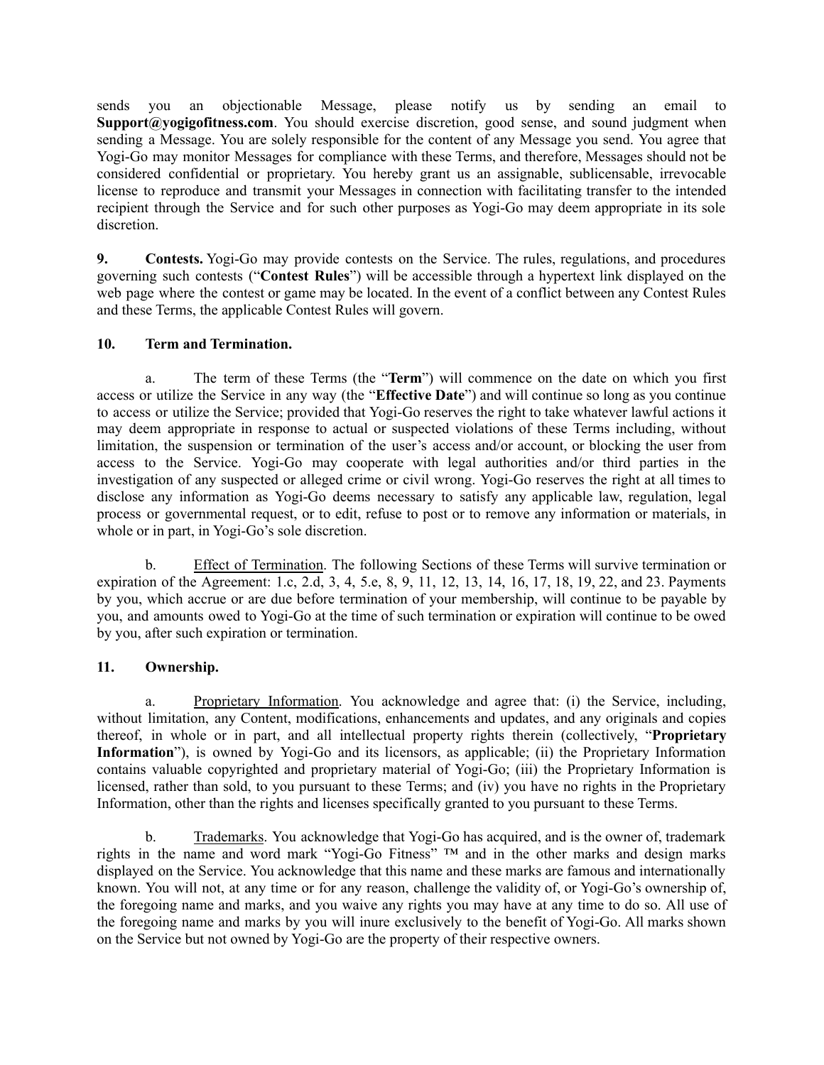sends you an objectionable Message, please notify us by sending an email to **Support@yogigofitness.com**. You should exercise discretion, good sense, and sound judgment when sending a Message. You are solely responsible for the content of any Message you send. You agree that Yogi-Go may monitor Messages for compliance with these Terms, and therefore, Messages should not be considered confidential or proprietary. You hereby grant us an assignable, sublicensable, irrevocable license to reproduce and transmit your Messages in connection with facilitating transfer to the intended recipient through the Service and for such other purposes as Yogi-Go may deem appropriate in its sole discretion.

**9. Contests.** Yogi-Go may provide contests on the Service. The rules, regulations, and procedures governing such contests ("**Contest Rules**") will be accessible through a hypertext link displayed on the web page where the contest or game may be located. In the event of a conflict between any Contest Rules and these Terms, the applicable Contest Rules will govern.

**10. Term and Termination.**

a. The term of these Terms (the "**Term**") will commence on the date on which you first access or utilize the Service in any way (the "**Effective Date**") and will continue so long as you continue to access or utilize the Service; provided that Yogi-Go reserves the right to take whatever lawful actions it may deem appropriate in response to actual or suspected violations of these Terms including, without limitation, the suspension or termination of the user's access and/or account, or blocking the user from access to the Service. Yogi-Go may cooperate with legal authorities and/or third parties in the investigation of any suspected or alleged crime or civil wrong. Yogi-Go reserves the right at all times to disclose any information as Yogi-Go deems necessary to satisfy any applicable law, regulation, legal process or governmental request, or to edit, refuse to post or to remove any information or materials, in whole or in part, in Yogi-Go's sole discretion.

b. Effect of Termination. The following Sections of these Terms will survive termination or expiration of the Agreement: 1.c, 2.d, 3, 4, 5.e, 8, 9, 11, 12, 13, 14, 16, 17, 18, 19, 22, and 23. Payments by you, which accrue or are due before termination of your membership, will continue to be payable by you, and amounts owed to Yogi-Go at the time of such termination or expiration will continue to be owed by you, after such expiration or termination.

**11. Ownership.**

a. Proprietary Information. You acknowledge and agree that: (i) the Service, including, without limitation, any Content, modifications, enhancements and updates, and any originals and copies thereof, in whole or in part, and all intellectual property rights therein (collectively, "**Proprietary Information**"), is owned by Yogi-Go and its licensors, as applicable; (ii) the Proprietary Information contains valuable copyrighted and proprietary material of Yogi-Go; (iii) the Proprietary Information is licensed, rather than sold, to you pursuant to these Terms; and (iv) you have no rights in the Proprietary Information, other than the rights and licenses specifically granted to you pursuant to these Terms.

b. Trademarks. You acknowledge that Yogi-Go has acquired, and is the owner of, trademark rights in the name and word mark "Yogi-Go Fitness" ™ and in the other marks and design marks displayed on the Service. You acknowledge that this name and these marks are famous and internationally known. You will not, at any time or for any reason, challenge the validity of, or Yogi-Go's ownership of, the foregoing name and marks, and you waive any rights you may have at any time to do so. All use of the foregoing name and marks by you will inure exclusively to the benefit of Yogi-Go. All marks shown on the Service but not owned by Yogi-Go are the property of their respective owners.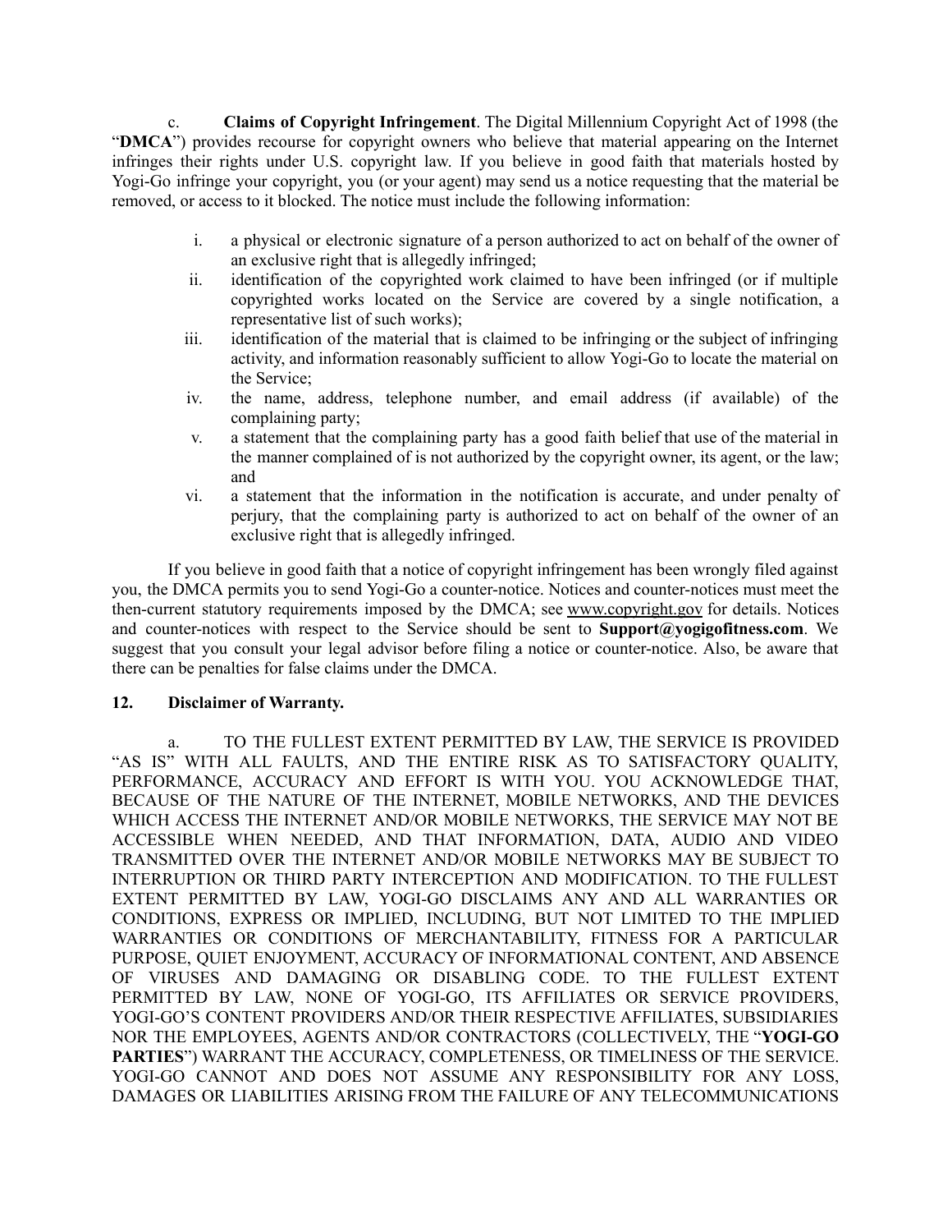c. **Claims of Copyright Infringement**. The Digital Millennium Copyright Act of 1998 (the "**DMCA**") provides recourse for copyright owners who believe that material appearing on the Internet infringes their rights under U.S. copyright law. If you believe in good faith that materials hosted by Yogi-Go infringe your copyright, you (or your agent) may send us a notice requesting that the material be removed, or access to it blocked. The notice must include the following information:

i. a physical or electronic signature of a person authorized to act on behalf of the owner of an exclusive right that is allegedly infringed;

ii. identification of the copyrighted work claimed to have been infringed (or if multiple copyrighted works located on the Service are covered by a single notification, a representative list of such works);

iii. identification of the material that is claimed to be infringing or the subject of infringing activity, and information reasonably sufficient to allow Yogi-Go to locate the material on the Service;

iv. the name, address, telephone number, and email address (if available) of the complaining party;

v. a statement that the complaining party has a good faith belief that use of the material in the manner complained of is not authorized by the copyright owner, its agent, or the law; and

vi. a statement that the information in the notification is accurate, and under penalty of perjury, that the complaining party is authorized to act on behalf of the owner of an exclusive right that is allegedly infringed.

If you believe in good faith that a notice of copyright infringement has been wrongly filed against you, the DMCA permits you to send Yogi-Go a counter-notice. Notices and counter-notices must meet the then-current statutory requirements imposed by the DMCA; see www.copyright.gov for details. Notices and counter-notices with respect to the Service should be sent to **Support@yogigofitness.com**. We suggest that you consult your legal advisor before filing a notice or counter-notice. Also, be aware that there can be penalties for false claims under the DMCA.

## 12. Disclaimer of Warranty.

a. TO THE FULLEST EXTENT PERMITTED BY LAW, THE SERVICE IS PROVIDED "AS IS" WITH ALL FAULTS, AND THE ENTIRE RISK AS TO SATISFACTORY QUALITY, PERFORMANCE, ACCURACY AND EFFORT IS WITH YOU. YOU ACKNOWLEDGE THAT, BECAUSE OF THE NATURE OF THE INTERNET, MOBILE NETWORKS, AND THE DEVICES WHICH ACCESS THE INTERNET AND/OR MOBILE NETWORKS, THE SERVICE MAY NOT BE ACCESSIBLE WHEN NEEDED, AND THAT INFORMATION, DATA, AUDIO AND VIDEO TRANSMITTED OVER THE INTERNET AND/OR MOBILE NETWORKS MAY BE SUBJECT TO INTERRUPTION OR THIRD PARTY INTERCEPTION AND MODIFICATION. TO THE FULLEST EXTENT PERMITTED BY LAW, YOGI-GO DISCLAIMS ANY AND ALL WARRANTIES OR CONDITIONS, EXPRESS OR IMPLIED, INCLUDING, BUT NOT LIMITED TO THE IMPLIED WARRANTIES OR CONDITIONS OF MERCHANTABILITY, FITNESS FOR A PARTICULAR PURPOSE, QUIET ENJOYMENT, ACCURACY OF INFORMATIONAL CONTENT, AND ABSENCE OF VIRUSES AND DAMAGING OR DISABLING CODE. TO THE FULLEST EXTENT PERMITTED BY LAW, NONE OF YOGI-GO, ITS AFFILIATES OR SERVICE PROVIDERS, YOGI-GO'S CONTENT PROVIDERS AND/OR THEIR RESPECTIVE AFFILIATES, SUBSIDIARIES NOR THE EMPLOYEES, AGENTS AND/OR CONTRACTORS (COLLECTIVELY, THE "**YOGI-GO PARTIES**") WARRANT THE ACCURACY, COMPLETENESS, OR TIMELINESS OF THE SERVICE. YOGI-GO CANNOT AND DOES NOT ASSUME ANY RESPONSIBILITY FOR ANY LOSS, DAMAGES OR LIABILITIES ARISING FROM THE FAILURE OF ANY TELECOMMUNICATIONS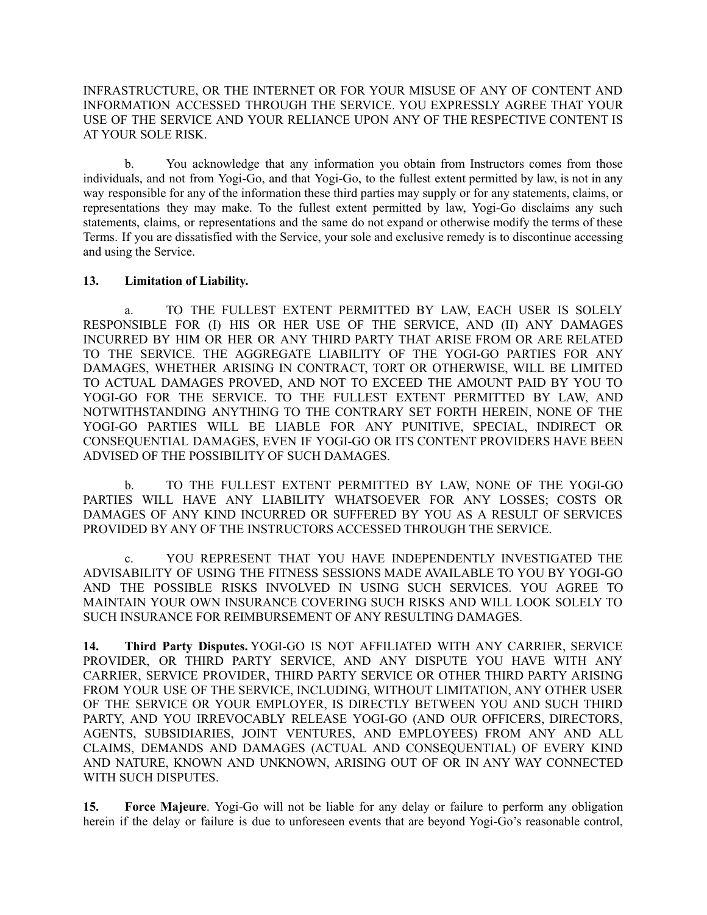INFRASTRUCTURE, OR THE INTERNET OR FOR YOUR MISUSE OF ANY OF CONTENT AND INFORMATION ACCESSED THROUGH THE SERVICE. YOU EXPRESSLY AGREE THAT YOUR USE OF THE SERVICE AND YOUR RELIANCE UPON ANY OF THE RESPECTIVE CONTENT IS AT YOUR SOLE RISK.

b. You acknowledge that any information you obtain from Instructors comes from those individuals, and not from Yogi-Go, and that Yogi-Go, to the fullest extent permitted by law, is not in any way responsible for any of the information these third parties may supply or for any statements, claims, or representations they may make. To the fullest extent permitted by law, Yogi-Go disclaims any such statements, claims, or representations and the same do not expand or otherwise modify the terms of these Terms. If you are dissatisfied with the Service, your sole and exclusive remedy is to discontinue accessing and using the Service.

**13. Limitation of Liability.**

a. TO THE FULLEST EXTENT PERMITTED BY LAW, EACH USER IS SOLELY RESPONSIBLE FOR (I) HIS OR HER USE OF THE SERVICE, AND (II) ANY DAMAGES INCURRED BY HIM OR HER OR ANY THIRD PARTY THAT ARISE FROM OR ARE RELATED TO THE SERVICE. THE AGGREGATE LIABILITY OF THE YOGI-GO PARTIES FOR ANY DAMAGES, WHETHER ARISING IN CONTRACT, TORT OR OTHERWISE, WILL BE LIMITED TO ACTUAL DAMAGES PROVED, AND NOT TO EXCEED THE AMOUNT PAID BY YOU TO YOGI-GO FOR THE SERVICE. TO THE FULLEST EXTENT PERMITTED BY LAW, AND NOTWITHSTANDING ANYTHING TO THE CONTRARY SET FORTH HEREIN, NONE OF THE YOGI-GO PARTIES WILL BE LIABLE FOR ANY PUNITIVE, SPECIAL, INDIRECT OR CONSEQUENTIAL DAMAGES, EVEN IF YOGI-GO OR ITS CONTENT PROVIDERS HAVE BEEN ADVISED OF THE POSSIBILITY OF SUCH DAMAGES.

b. TO THE FULLEST EXTENT PERMITTED BY LAW, NONE OF THE YOGI-GO PARTIES WILL HAVE ANY LIABILITY WHATSOEVER FOR ANY LOSSES; COSTS OR DAMAGES OF ANY KIND INCURRED OR SUFFERED BY YOU AS A RESULT OF SERVICES PROVIDED BY ANY OF THE INSTRUCTORS ACCESSED THROUGH THE SERVICE.

c. YOU REPRESENT THAT YOU HAVE INDEPENDENTLY INVESTIGATED THE ADVISABILITY OF USING THE FITNESS SESSIONS MADE AVAILABLE TO YOU BY YOGI-GO AND THE POSSIBLE RISKS INVOLVED IN USING SUCH SERVICES. YOU AGREE TO MAINTAIN YOUR OWN INSURANCE COVERING SUCH RISKS AND WILL LOOK SOLELY TO SUCH INSURANCE FOR REIMBURSEMENT OF ANY RESULTING DAMAGES.

**14. Third Party Disputes.** YOGI-GO IS NOT AFFILIATED WITH ANY CARRIER, SERVICE PROVIDER, OR THIRD PARTY SERVICE, AND ANY DISPUTE YOU HAVE WITH ANY CARRIER, SERVICE PROVIDER, THIRD PARTY SERVICE OR OTHER THIRD PARTY ARISING FROM YOUR USE OF THE SERVICE, INCLUDING, WITHOUT LIMITATION, ANY OTHER USER OF THE SERVICE OR YOUR EMPLOYER, IS DIRECTLY BETWEEN YOU AND SUCH THIRD PARTY, AND YOU IRREVOCABLY RELEASE YOGI-GO (AND OUR OFFICERS, DIRECTORS, AGENTS, SUBSIDIARIES, JOINT VENTURES, AND EMPLOYEES) FROM ANY AND ALL CLAIMS, DEMANDS AND DAMAGES (ACTUAL AND CONSEQUENTIAL) OF EVERY KIND AND NATURE, KNOWN AND UNKNOWN, ARISING OUT OF OR IN ANY WAY CONNECTED WITH SUCH DISPUTES.

**15. Force Majeure**. Yogi-Go will not be liable for any delay or failure to perform any obligation herein if the delay or failure is due to unforeseen events that are beyond Yogi-Go's reasonable control,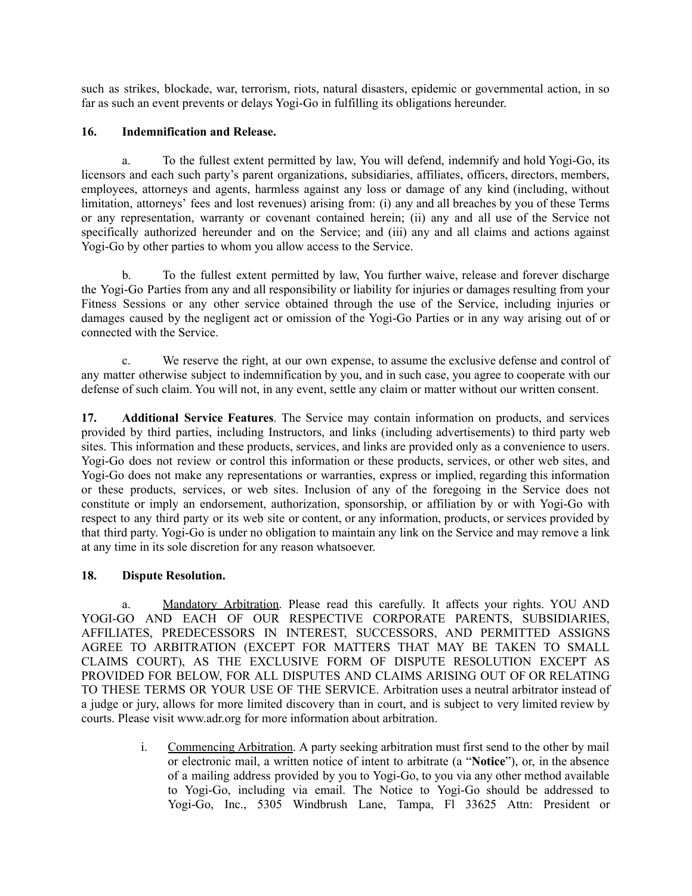such as strikes, blockade, war, terrorism, riots, natural disasters, epidemic or governmental action, in so far as such an event prevents or delays Yogi-Go in fulfilling its obligations hereunder.

**16. Indemnification and Release.**

a. To the fullest extent permitted by law, You will defend, indemnify and hold Yogi-Go, its licensors and each such party's parent organizations, subsidiaries, affiliates, officers, directors, members, employees, attorneys and agents, harmless against any loss or damage of any kind (including, without limitation, attorneys' fees and lost revenues) arising from: (i) any and all breaches by you of these Terms or any representation, warranty or covenant contained herein; (ii) any and all use of the Service not specifically authorized hereunder and on the Service; and (iii) any and all claims and actions against Yogi-Go by other parties to whom you allow access to the Service.

b. To the fullest extent permitted by law, You further waive, release and forever discharge the Yogi-Go Parties from any and all responsibility or liability for injuries or damages resulting from your Fitness Sessions or any other service obtained through the use of the Service, including injuries or damages caused by the negligent act or omission of the Yogi-Go Parties or in any way arising out of or connected with the Service.

c. We reserve the right, at our own expense, to assume the exclusive defense and control of any matter otherwise subject to indemnification by you, and in such case, you agree to cooperate with our defense of such claim. You will not, in any event, settle any claim or matter without our written consent.

**17. Additional Service Features**. The Service may contain information on products, and services provided by third parties, including Instructors, and links (including advertisements) to third party web sites. This information and these products, services, and links are provided only as a convenience to users. Yogi-Go does not review or control this information or these products, services, or other web sites, and Yogi-Go does not make any representations or warranties, express or implied, regarding this information or these products, services, or web sites. Inclusion of any of the foregoing in the Service does not constitute or imply an endorsement, authorization, sponsorship, or affiliation by or with Yogi-Go with respect to any third party or its web site or content, or any information, products, or services provided by that third party. Yogi-Go is under no obligation to maintain any link on the Service and may remove a link at any time in its sole discretion for any reason whatsoever.

**18. Dispute Resolution.**

a. <u>Mandatory Arbitration</u>. Please read this carefully. It affects your rights. YOU AND YOGI-GO AND EACH OF OUR RESPECTIVE CORPORATE PARENTS, SUBSIDIARIES, AFFILIATES, PREDECESSORS IN INTEREST, SUCCESSORS, AND PERMITTED ASSIGNS AGREE TO ARBITRATION (EXCEPT FOR MATTERS THAT MAY BE TAKEN TO SMALL CLAIMS COURT), AS THE EXCLUSIVE FORM OF DISPUTE RESOLUTION EXCEPT AS PROVIDED FOR BELOW, FOR ALL DISPUTES AND CLAIMS ARISING OUT OF OR RELATING TO THESE TERMS OR YOUR USE OF THE SERVICE. Arbitration uses a neutral arbitrator instead of a judge or jury, allows for more limited discovery than in court, and is subject to very limited review by courts. Please visit www.adr.org for more information about arbitration.

i. <u>Commencing Arbitration</u>. A party seeking arbitration must first send to the other by mail or electronic mail, a written notice of intent to arbitrate (a "**Notice**"), or, in the absence of a mailing address provided by you to Yogi-Go, to you via any other method available to Yogi-Go, including via email. The Notice to Yogi-Go should be addressed to Yogi-Go, Inc., 5305 Windbrush Lane, Tampa, Fl 33625 Attn: President or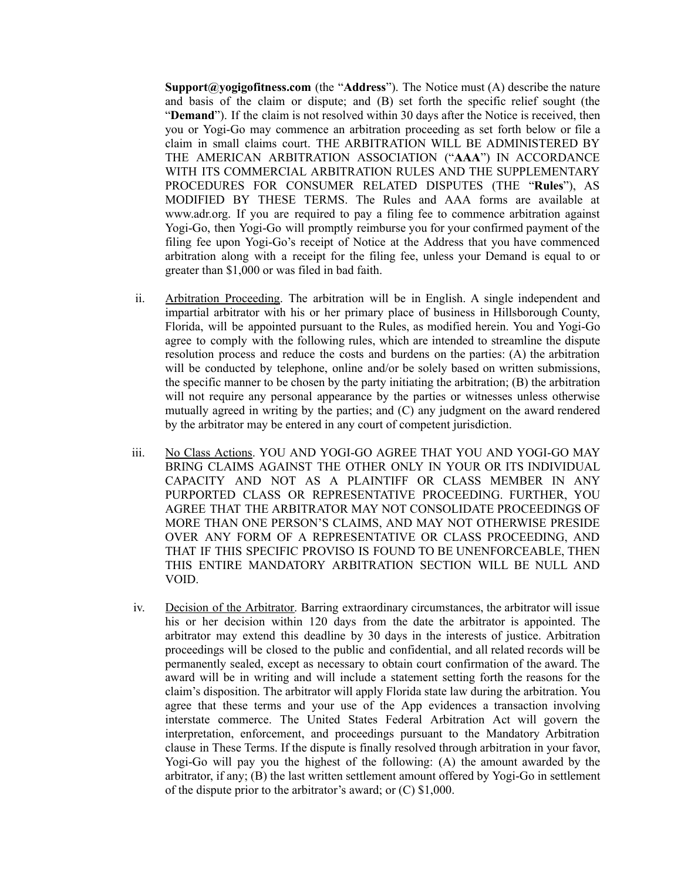**Support@yogigofitness.com** (the "**Address**"). The Notice must (A) describe the nature and basis of the claim or dispute; and (B) set forth the specific relief sought (the "**Demand**"). If the claim is not resolved within 30 days after the Notice is received, then you or Yogi-Go may commence an arbitration proceeding as set forth below or file a claim in small claims court. THE ARBITRATION WILL BE ADMINISTERED BY THE AMERICAN ARBITRATION ASSOCIATION ("**AAA**") IN ACCORDANCE WITH ITS COMMERCIAL ARBITRATION RULES AND THE SUPPLEMENTARY PROCEDURES FOR CONSUMER RELATED DISPUTES (THE "**Rules**"), AS MODIFIED BY THESE TERMS. The Rules and AAA forms are available at www.adr.org. If you are required to pay a filing fee to commence arbitration against Yogi-Go, then Yogi-Go will promptly reimburse you for your confirmed payment of the filing fee upon Yogi-Go's receipt of Notice at the Address that you have commenced arbitration along with a receipt for the filing fee, unless your Demand is equal to or greater than $1,000 or was filed in bad faith.

ii. Arbitration Proceeding. The arbitration will be in English. A single independent and impartial arbitrator with his or her primary place of business in Hillsborough County, Florida, will be appointed pursuant to the Rules, as modified herein. You and Yogi-Go agree to comply with the following rules, which are intended to streamline the dispute resolution process and reduce the costs and burdens on the parties: (A) the arbitration will be conducted by telephone, online and/or be solely based on written submissions, the specific manner to be chosen by the party initiating the arbitration; (B) the arbitration will not require any personal appearance by the parties or witnesses unless otherwise mutually agreed in writing by the parties; and (C) any judgment on the award rendered by the arbitrator may be entered in any court of competent jurisdiction.

iii. No Class Actions. YOU AND YOGI-GO AGREE THAT YOU AND YOGI-GO MAY BRING CLAIMS AGAINST THE OTHER ONLY IN YOUR OR ITS INDIVIDUAL CAPACITY AND NOT AS A PLAINTIFF OR CLASS MEMBER IN ANY PURPORTED CLASS OR REPRESENTATIVE PROCEEDING. FURTHER, YOU AGREE THAT THE ARBITRATOR MAY NOT CONSOLIDATE PROCEEDINGS OF MORE THAN ONE PERSON'S CLAIMS, AND MAY NOT OTHERWISE PRESIDE OVER ANY FORM OF A REPRESENTATIVE OR CLASS PROCEEDING, AND THAT IF THIS SPECIFIC PROVISO IS FOUND TO BE UNENFORCEABLE, THEN THIS ENTIRE MANDATORY ARBITRATION SECTION WILL BE NULL AND VOID.

iv. Decision of the Arbitrator. Barring extraordinary circumstances, the arbitrator will issue his or her decision within 120 days from the date the arbitrator is appointed. The arbitrator may extend this deadline by 30 days in the interests of justice. Arbitration proceedings will be closed to the public and confidential, and all related records will be permanently sealed, except as necessary to obtain court confirmation of the award. The award will be in writing and will include a statement setting forth the reasons for the claim's disposition. The arbitrator will apply Florida state law during the arbitration. You agree that these terms and your use of the App evidences a transaction involving interstate commerce. The United States Federal Arbitration Act will govern the interpretation, enforcement, and proceedings pursuant to the Mandatory Arbitration clause in These Terms. If the dispute is finally resolved through arbitration in your favor, Yogi-Go will pay you the highest of the following: (A) the amount awarded by the arbitrator, if any; (B) the last written settlement amount offered by Yogi-Go in settlement of the dispute prior to the arbitrator's award; or (C) $1,000.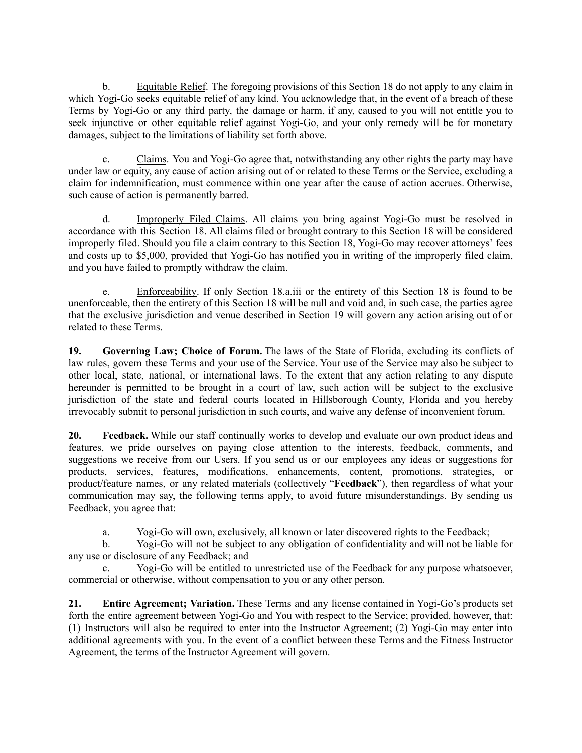b. <u>Equitable Relief</u>. The foregoing provisions of this Section 18 do not apply to any claim in which Yogi-Go seeks equitable relief of any kind. You acknowledge that, in the event of a breach of these Terms by Yogi-Go or any third party, the damage or harm, if any, caused to you will not entitle you to seek injunctive or other equitable relief against Yogi-Go, and your only remedy will be for monetary damages, subject to the limitations of liability set forth above.

c. <u>Claims</u>. You and Yogi-Go agree that, notwithstanding any other rights the party may have under law or equity, any cause of action arising out of or related to these Terms or the Service, excluding a claim for indemnification, must commence within one year after the cause of action accrues. Otherwise, such cause of action is permanently barred.

d. <u>Improperly Filed Claims</u>. All claims you bring against Yogi-Go must be resolved in accordance with this Section 18. All claims filed or brought contrary to this Section 18 will be considered improperly filed. Should you file a claim contrary to this Section 18, Yogi-Go may recover attorneys' fees and costs up to $5,000, provided that Yogi-Go has notified you in writing of the improperly filed claim, and you have failed to promptly withdraw the claim.

e. <u>Enforceability</u>. If only Section 18.a.iii or the entirety of this Section 18 is found to be unenforceable, then the entirety of this Section 18 will be null and void and, in such case, the parties agree that the exclusive jurisdiction and venue described in Section 19 will govern any action arising out of or related to these Terms.

**19. Governing Law; Choice of Forum.** The laws of the State of Florida, excluding its conflicts of law rules, govern these Terms and your use of the Service. Your use of the Service may also be subject to other local, state, national, or international laws. To the extent that any action relating to any dispute hereunder is permitted to be brought in a court of law, such action will be subject to the exclusive jurisdiction of the state and federal courts located in Hillsborough County, Florida and you hereby irrevocably submit to personal jurisdiction in such courts, and waive any defense of inconvenient forum.

**20. Feedback.** While our staff continually works to develop and evaluate our own product ideas and features, we pride ourselves on paying close attention to the interests, feedback, comments, and suggestions we receive from our Users. If you send us or our employees any ideas or suggestions for products, services, features, modifications, enhancements, content, promotions, strategies, or product/feature names, or any related materials (collectively "**Feedback**"), then regardless of what your communication may say, the following terms apply, to avoid future misunderstandings. By sending us Feedback, you agree that:

a. Yogi-Go will own, exclusively, all known or later discovered rights to the Feedback;

b. Yogi-Go will not be subject to any obligation of confidentiality and will not be liable for any use or disclosure of any Feedback; and

c. Yogi-Go will be entitled to unrestricted use of the Feedback for any purpose whatsoever, commercial or otherwise, without compensation to you or any other person.

**21. Entire Agreement; Variation.** These Terms and any license contained in Yogi-Go's products set forth the entire agreement between Yogi-Go and You with respect to the Service; provided, however, that: (1) Instructors will also be required to enter into the Instructor Agreement; (2) Yogi-Go may enter into additional agreements with you. In the event of a conflict between these Terms and the Fitness Instructor Agreement, the terms of the Instructor Agreement will govern.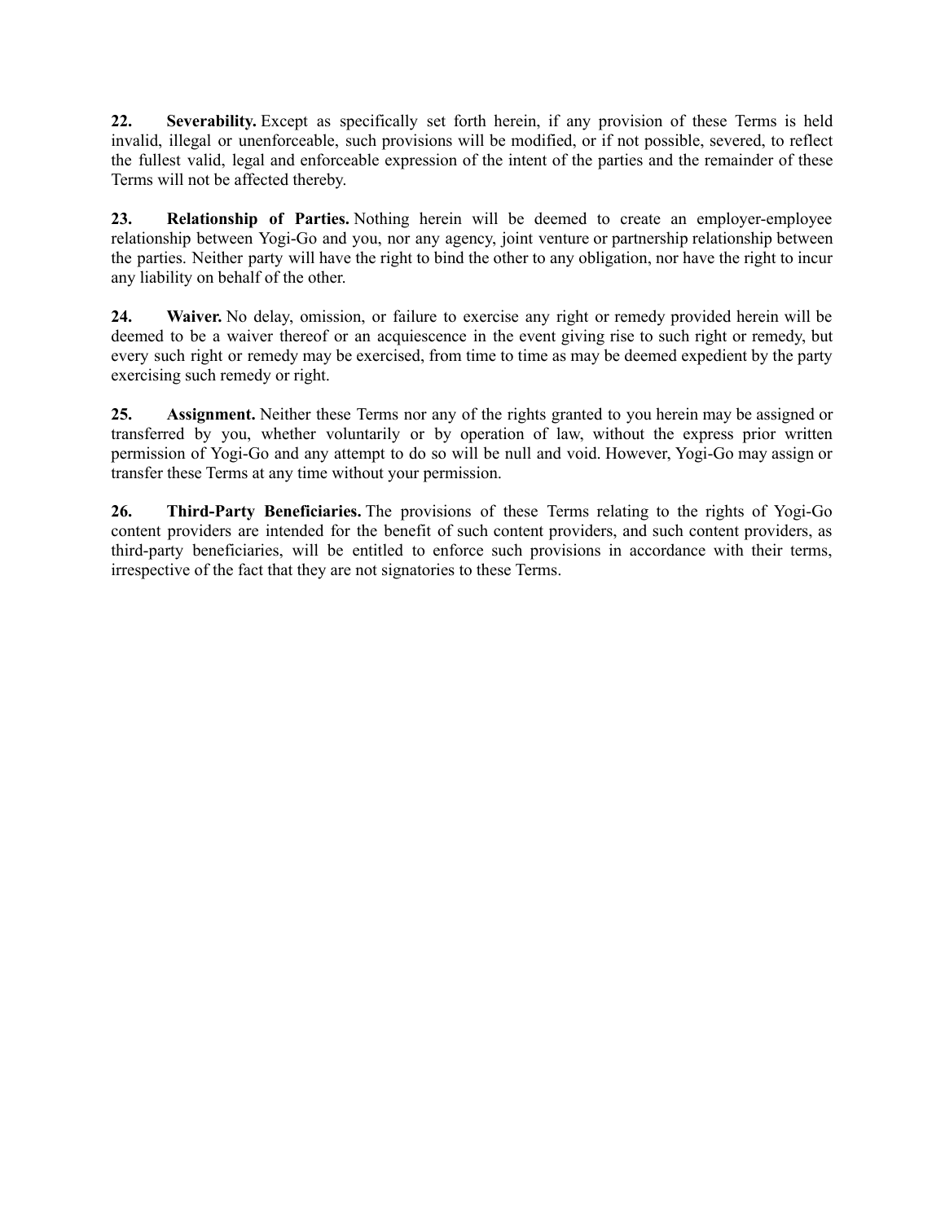**22. Severability.** Except as specifically set forth herein, if any provision of these Terms is held invalid, illegal or unenforceable, such provisions will be modified, or if not possible, severed, to reflect the fullest valid, legal and enforceable expression of the intent of the parties and the remainder of these Terms will not be affected thereby.

**23. Relationship of Parties.** Nothing herein will be deemed to create an employer-employee relationship between Yogi-Go and you, nor any agency, joint venture or partnership relationship between the parties. Neither party will have the right to bind the other to any obligation, nor have the right to incur any liability on behalf of the other.

**24. Waiver.** No delay, omission, or failure to exercise any right or remedy provided herein will be deemed to be a waiver thereof or an acquiescence in the event giving rise to such right or remedy, but every such right or remedy may be exercised, from time to time as may be deemed expedient by the party exercising such remedy or right.

**25. Assignment.** Neither these Terms nor any of the rights granted to you herein may be assigned or transferred by you, whether voluntarily or by operation of law, without the express prior written permission of Yogi-Go and any attempt to do so will be null and void. However, Yogi-Go may assign or transfer these Terms at any time without your permission.

**26. Third-Party Beneficiaries.** The provisions of these Terms relating to the rights of Yogi-Go content providers are intended for the benefit of such content providers, and such content providers, as third-party beneficiaries, will be entitled to enforce such provisions in accordance with their terms, irrespective of the fact that they are not signatories to these Terms.